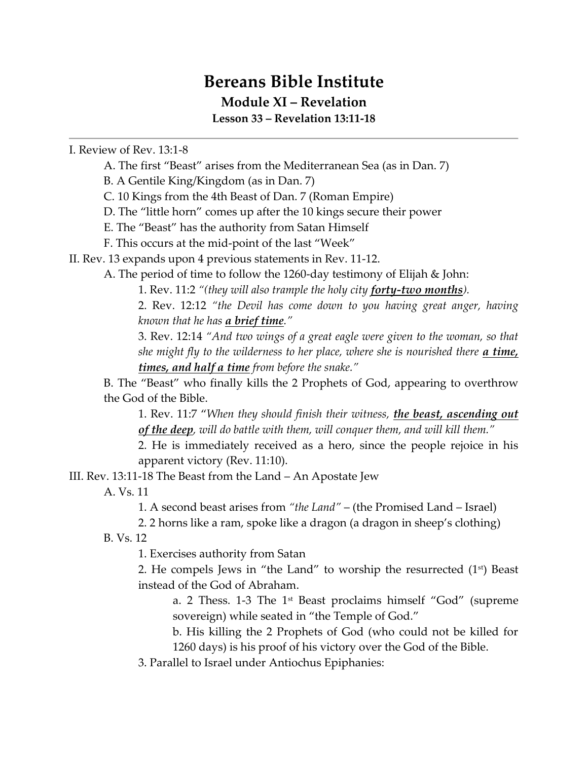# Bereans Bible Institute

## Module XI – Revelation

### Lesson 33 – Revelation 13:11-18

---

I. Review of Rev. 13:1-8

- A. The first "Beast" arises from the Mediterranean Sea (as in Dan. 7)
- B. A Gentile King/Kingdom (as in Dan. 7)
- C. 10 Kings from the 4th Beast of Dan. 7 (Roman Empire)
- D. The "little horn" comes up after the 10 kings secure their power
- E. The "Beast" has the authority from Satan Himself
- F. This occurs at the mid-point of the last "Week"

II. Rev. 13 expands upon 4 previous statements in Rev. 11-12.

- A. The period of time to follow the 1260-day testimony of Elijah & John:
  1. Rev. 11:2 *"(they will also trample the holy city **forty-two months**).*
  2. Rev. 12:12 *"the Devil has come down to you having great anger, having known that he has **a brief time**."*
  3. Rev. 12:14 *"And two wings of a great eagle were given to the woman, so that she might fly to the wilderness to her place, where she is nourished there **a time, times, and half a time** from before the snake."*
- B. The "Beast" who finally kills the 2 Prophets of God, appearing to overthrow the God of the Bible.
  1. Rev. 11:7 "*When they should finish their witness, **the beast, ascending out of the deep**, will do battle with them, will conquer them, and will kill them."*
  2. He is immediately received as a hero, since the people rejoice in his apparent victory (Rev. 11:10).

III. Rev. 13:11-18 The Beast from the Land – An Apostate Jew

- A. Vs. 11
  1. A second beast arises from *"the Land"* – (the Promised Land – Israel)
  2. 2 horns like a ram, spoke like a dragon (a dragon in sheep's clothing)
- B. Vs. 12
  1. Exercises authority from Satan
  2. He compels Jews in "the Land" to worship the resurrected (1st) Beast instead of the God of Abraham.
     - a. 2 Thess. 1-3 The 1st Beast proclaims himself "God" (supreme sovereign) while seated in "the Temple of God."
     - b. His killing the 2 Prophets of God (who could not be killed for 1260 days) is his proof of his victory over the God of the Bible.
  3. Parallel to Israel under Antiochus Epiphanies: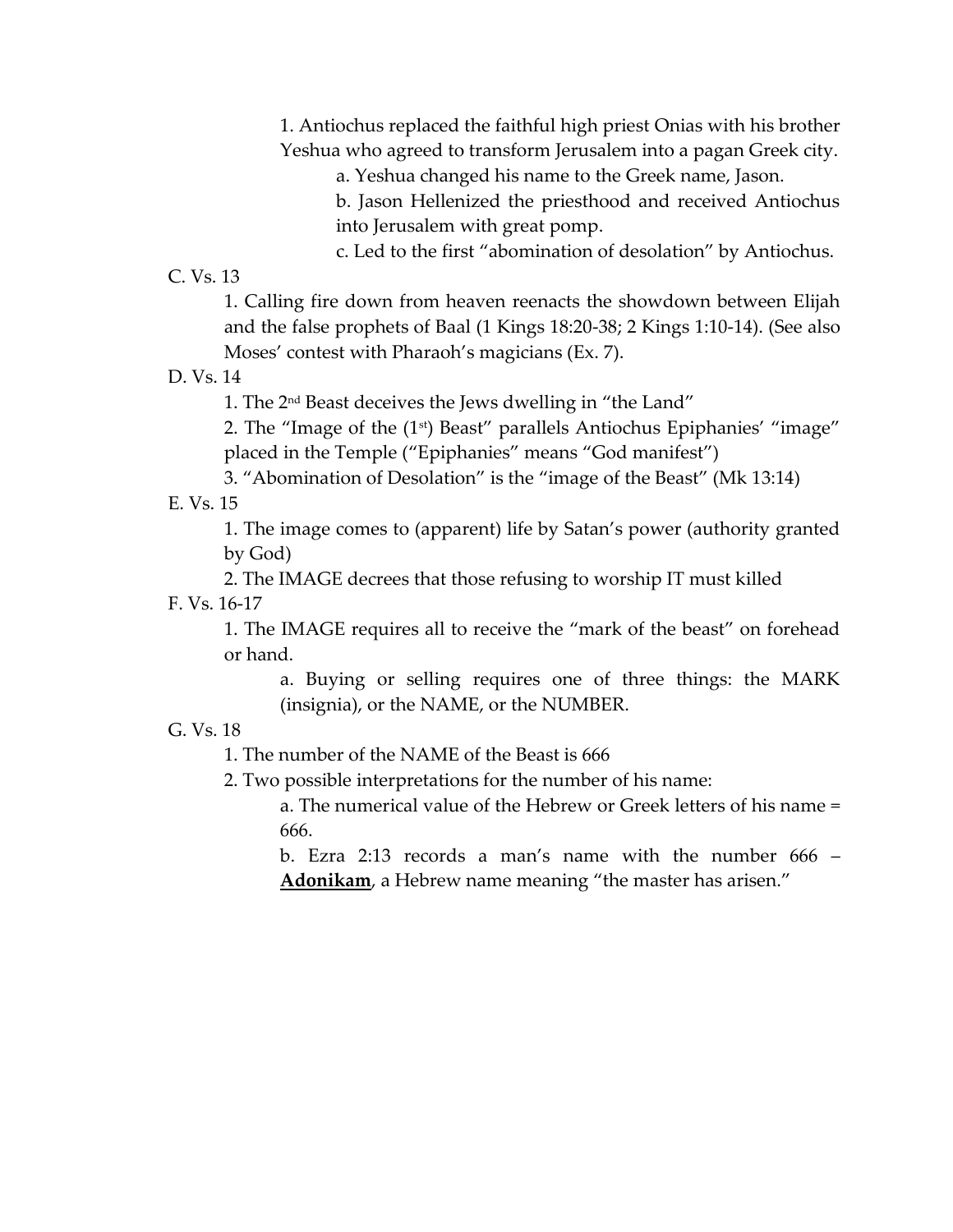1. Antiochus replaced the faithful high priest Onias with his brother Yeshua who agreed to transform Jerusalem into a pagan Greek city.

   a. Yeshua changed his name to the Greek name, Jason.

   b. Jason Hellenized the priesthood and received Antiochus into Jerusalem with great pomp.

   c. Led to the first "abomination of desolation" by Antiochus.

C. Vs. 13

1. Calling fire down from heaven reenacts the showdown between Elijah and the false prophets of Baal (1 Kings 18:20-38; 2 Kings 1:10-14). (See also Moses' contest with Pharaoh's magicians (Ex. 7).

D. Vs. 14

1. The 2nd Beast deceives the Jews dwelling in "the Land"

2. The "Image of the (1st) Beast" parallels Antiochus Epiphanies' "image" placed in the Temple ("Epiphanies" means "God manifest")

3. "Abomination of Desolation" is the "image of the Beast" (Mk 13:14)

E. Vs. 15

1. The image comes to (apparent) life by Satan's power (authority granted by God)

2. The IMAGE decrees that those refusing to worship IT must killed

F. Vs. 16-17

1. The IMAGE requires all to receive the "mark of the beast" on forehead or hand.

   a. Buying or selling requires one of three things: the MARK (insignia), or the NAME, or the NUMBER.

G. Vs. 18

1. The number of the NAME of the Beast is 666

2. Two possible interpretations for the number of his name:

   a. The numerical value of the Hebrew or Greek letters of his name = 666.

   b. Ezra 2:13 records a man's name with the number 666 – **Adonikam**, a Hebrew name meaning "the master has arisen."